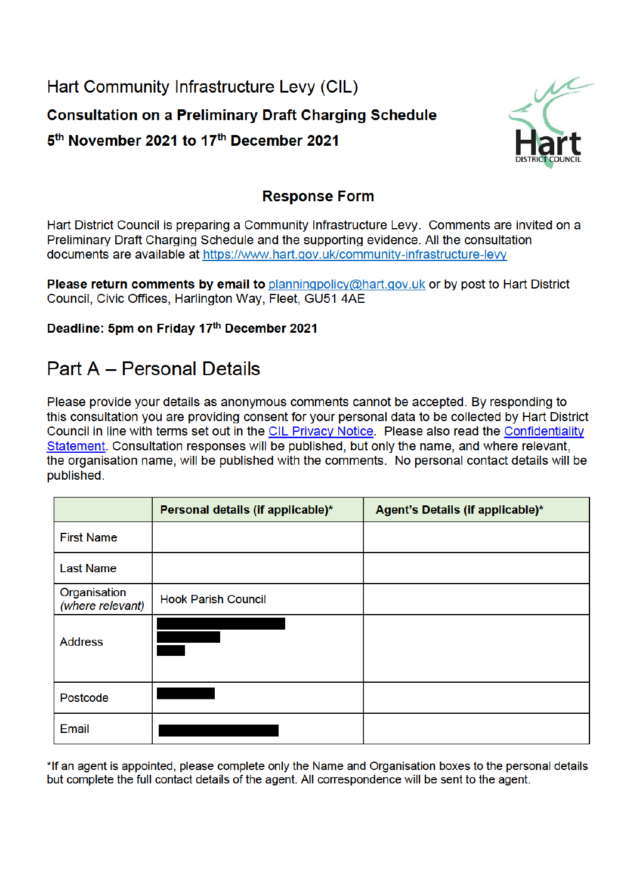# Hart Community Infrastructure Levy (CIL)

**Consultation on a Preliminary Draft Charging Schedule**

**5th November 2021 to 17th December 2021**

## Response Form

Hart District Council is preparing a Community Infrastructure Levy. Comments are invited on a Preliminary Draft Charging Schedule and the supporting evidence. All the consultation documents are available at https://www.hart.gov.uk/community-infrastructure-levy

**Please return comments by email to** planningpolicy@hart.gov.uk or by post to Hart District Council, Civic Offices, Harlington Way, Fleet, GU51 4AE

**Deadline: 5pm on Friday 17th December 2021**

## Part A – Personal Details

Please provide your details as anonymous comments cannot be accepted. By responding to this consultation you are providing consent for your personal data to be collected by Hart District Council in line with terms set out in the CIL Privacy Notice. Please also read the Confidentiality Statement. Consultation responses will be published, but only the name, and where relevant, the organisation name, will be published with the comments. No personal contact details will be published.

| | Personal details (if applicable)* | Agent's Details (if applicable)* |
|---|---|---|
| First Name | | |
| Last Name | | |
| Organisation *(where relevant)* | Hook Parish Council | |
| Address | [redacted] | |
| Postcode | [redacted] | |
| Email | [redacted] | |

*If an agent is appointed, please complete only the Name and Organisation boxes to the personal details but complete the full contact details of the agent. All correspondence will be sent to the agent.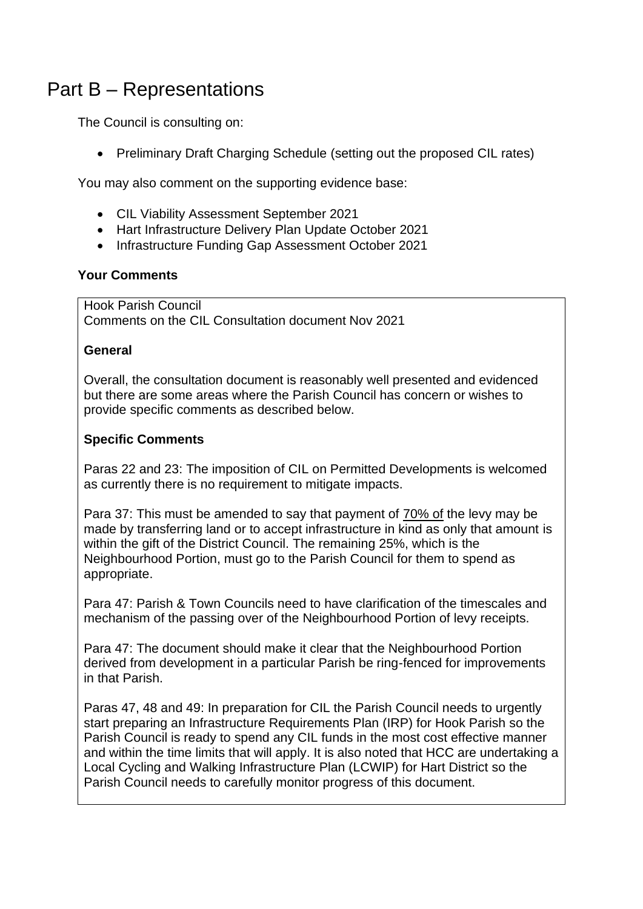# Part B – Representations

The Council is consulting on:

- Preliminary Draft Charging Schedule (setting out the proposed CIL rates)

You may also comment on the supporting evidence base:

- CIL Viability Assessment September 2021
- Hart Infrastructure Delivery Plan Update October 2021
- Infrastructure Funding Gap Assessment October 2021

### Your Comments

Hook Parish Council
Comments on the CIL Consultation document Nov 2021

**General**

Overall, the consultation document is reasonably well presented and evidenced but there are some areas where the Parish Council has concern or wishes to provide specific comments as described below.

**Specific Comments**

Paras 22 and 23: The imposition of CIL on Permitted Developments is welcomed as currently there is no requirement to mitigate impacts.

Para 37: This must be amended to say that payment of 70% of the levy may be made by transferring land or to accept infrastructure in kind as only that amount is within the gift of the District Council. The remaining 25%, which is the Neighbourhood Portion, must go to the Parish Council for them to spend as appropriate.

Para 47: Parish & Town Councils need to have clarification of the timescales and mechanism of the passing over of the Neighbourhood Portion of levy receipts.

Para 47: The document should make it clear that the Neighbourhood Portion derived from development in a particular Parish be ring-fenced for improvements in that Parish.

Paras 47, 48 and 49: In preparation for CIL the Parish Council needs to urgently start preparing an Infrastructure Requirements Plan (IRP) for Hook Parish so the Parish Council is ready to spend any CIL funds in the most cost effective manner and within the time limits that will apply. It is also noted that HCC are undertaking a Local Cycling and Walking Infrastructure Plan (LCWIP) for Hart District so the Parish Council needs to carefully monitor progress of this document.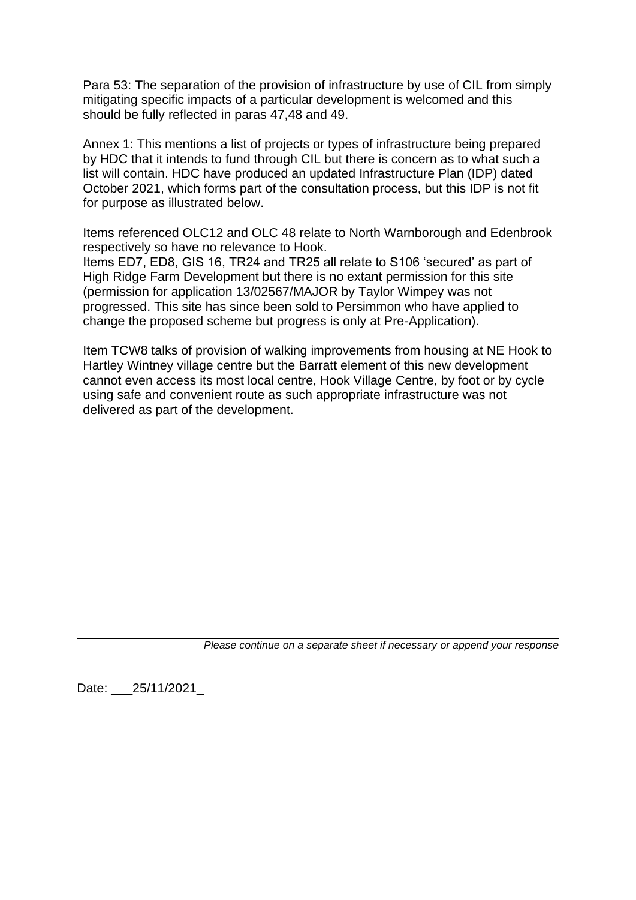Para 53: The separation of the provision of infrastructure by use of CIL from simply mitigating specific impacts of a particular development is welcomed and this should be fully reflected in paras 47,48 and 49.

Annex 1: This mentions a list of projects or types of infrastructure being prepared by HDC that it intends to fund through CIL but there is concern as to what such a list will contain. HDC have produced an updated Infrastructure Plan (IDP) dated October 2021, which forms part of the consultation process, but this IDP is not fit for purpose as illustrated below.

Items referenced OLC12 and OLC 48 relate to North Warnborough and Edenbrook respectively so have no relevance to Hook.
Items ED7, ED8, GIS 16, TR24 and TR25 all relate to S106 'secured' as part of High Ridge Farm Development but there is no extant permission for this site (permission for application 13/02567/MAJOR by Taylor Wimpey was not progressed. This site has since been sold to Persimmon who have applied to change the proposed scheme but progress is only at Pre-Application).

Item TCW8 talks of provision of walking improvements from housing at NE Hook to Hartley Wintney village centre but the Barratt element of this new development cannot even access its most local centre, Hook Village Centre, by foot or by cycle using safe and convenient route as such appropriate infrastructure was not delivered as part of the development.

*Please continue on a separate sheet if necessary or append your response*

Date: ___25/11/2021_